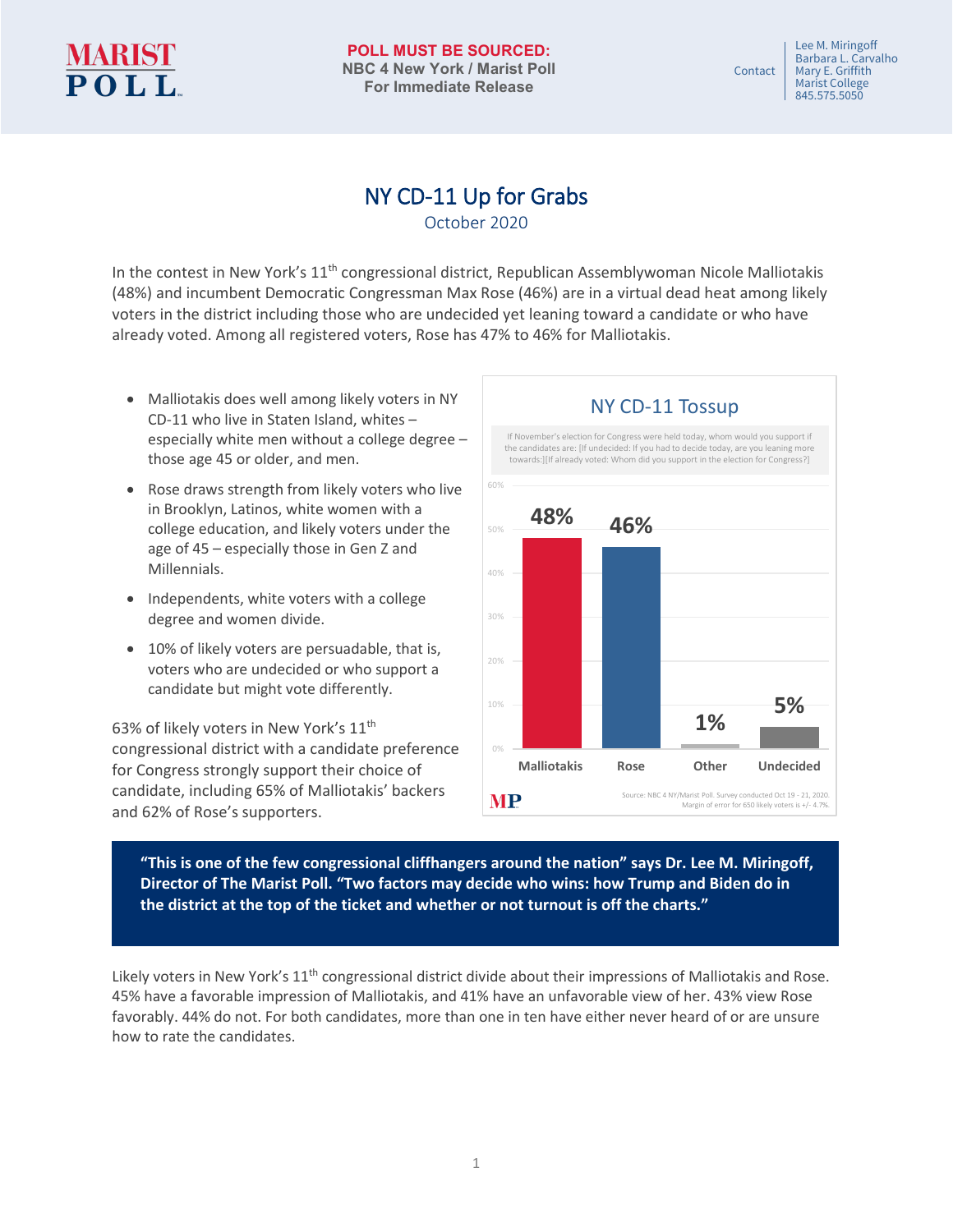**POLL MUST BE SOURCED:**
**NBC 4 New York / Marist Poll**
**For Immediate Release**

Contact: Lee M. Miringoff, Barbara L. Carvalho, Mary E. Griffith, Marist College, 845.575.5050

# NY CD-11 Up for Grabs

October 2020

In the contest in New York's 11th congressional district, Republican Assemblywoman Nicole Malliotakis (48%) and incumbent Democratic Congressman Max Rose (46%) are in a virtual dead heat among likely voters in the district including those who are undecided yet leaning toward a candidate or who have already voted. Among all registered voters, Rose has 47% to 46% for Malliotakis.

- Malliotakis does well among likely voters in NY CD-11 who live in Staten Island, whites – especially white men without a college degree – those age 45 or older, and men.
- Rose draws strength from likely voters who live in Brooklyn, Latinos, white women with a college education, and likely voters under the age of 45 – especially those in Gen Z and Millennials.
- Independents, white voters with a college degree and women divide.
- 10% of likely voters are persuadable, that is, voters who are undecided or who support a candidate but might vote differently.

63% of likely voters in New York's 11th congressional district with a candidate preference for Congress strongly support their choice of candidate, including 65% of Malliotakis' backers and 62% of Rose's supporters.

**NY CD-11 Tossup**

If November's election for Congress were held today, whom would you support if the candidates are: [If undecided: If you had to decide today, are you leaning more towards:][If already voted: Whom did you support in the election for Congress?]

| Malliotakis | Rose | Other | Undecided |
|---|---|---|---|
| 48% | 46% | 1% | 5% |

Source: NBC 4 NY/Marist Poll. Survey conducted Oct 19 - 21, 2020. Margin of error for 650 likely voters is +/- 4.7%.

> **"This is one of the few congressional cliffhangers around the nation" says Dr. Lee M. Miringoff, Director of The Marist Poll. "Two factors may decide who wins: how Trump and Biden do in the district at the top of the ticket and whether or not turnout is off the charts."**

Likely voters in New York's 11th congressional district divide about their impressions of Malliotakis and Rose. 45% have a favorable impression of Malliotakis, and 41% have an unfavorable view of her. 43% view Rose favorably. 44% do not. For both candidates, more than one in ten have either never heard of or are unsure how to rate the candidates.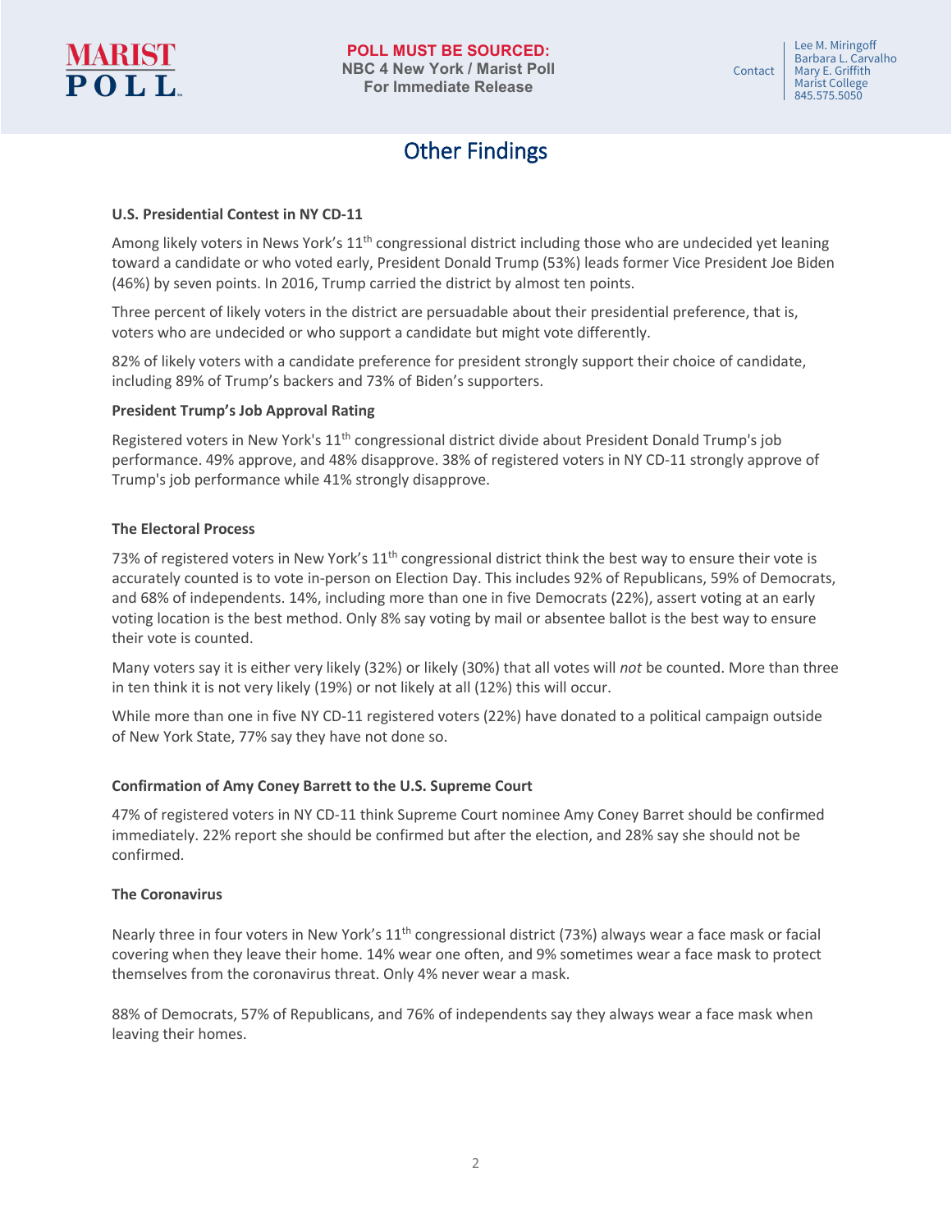# Other Findings

**U.S. Presidential Contest in NY CD-11**

Among likely voters in News York's 11th congressional district including those who are undecided yet leaning toward a candidate or who voted early, President Donald Trump (53%) leads former Vice President Joe Biden (46%) by seven points. In 2016, Trump carried the district by almost ten points.

Three percent of likely voters in the district are persuadable about their presidential preference, that is, voters who are undecided or who support a candidate but might vote differently.

82% of likely voters with a candidate preference for president strongly support their choice of candidate, including 89% of Trump's backers and 73% of Biden's supporters.

**President Trump's Job Approval Rating**

Registered voters in New York's 11th congressional district divide about President Donald Trump's job performance. 49% approve, and 48% disapprove. 38% of registered voters in NY CD-11 strongly approve of Trump's job performance while 41% strongly disapprove.

**The Electoral Process**

73% of registered voters in New York's 11th congressional district think the best way to ensure their vote is accurately counted is to vote in-person on Election Day. This includes 92% of Republicans, 59% of Democrats, and 68% of independents. 14%, including more than one in five Democrats (22%), assert voting at an early voting location is the best method. Only 8% say voting by mail or absentee ballot is the best way to ensure their vote is counted.

Many voters say it is either very likely (32%) or likely (30%) that all votes will *not* be counted. More than three in ten think it is not very likely (19%) or not likely at all (12%) this will occur.

While more than one in five NY CD-11 registered voters (22%) have donated to a political campaign outside of New York State, 77% say they have not done so.

**Confirmation of Amy Coney Barrett to the U.S. Supreme Court**

47% of registered voters in NY CD-11 think Supreme Court nominee Amy Coney Barret should be confirmed immediately. 22% report she should be confirmed but after the election, and 28% say she should not be confirmed.

**The Coronavirus**

Nearly three in four voters in New York's 11th congressional district (73%) always wear a face mask or facial covering when they leave their home. 14% wear one often, and 9% sometimes wear a face mask to protect themselves from the coronavirus threat. Only 4% never wear a mask.

88% of Democrats, 57% of Republicans, and 76% of independents say they always wear a face mask when leaving their homes.